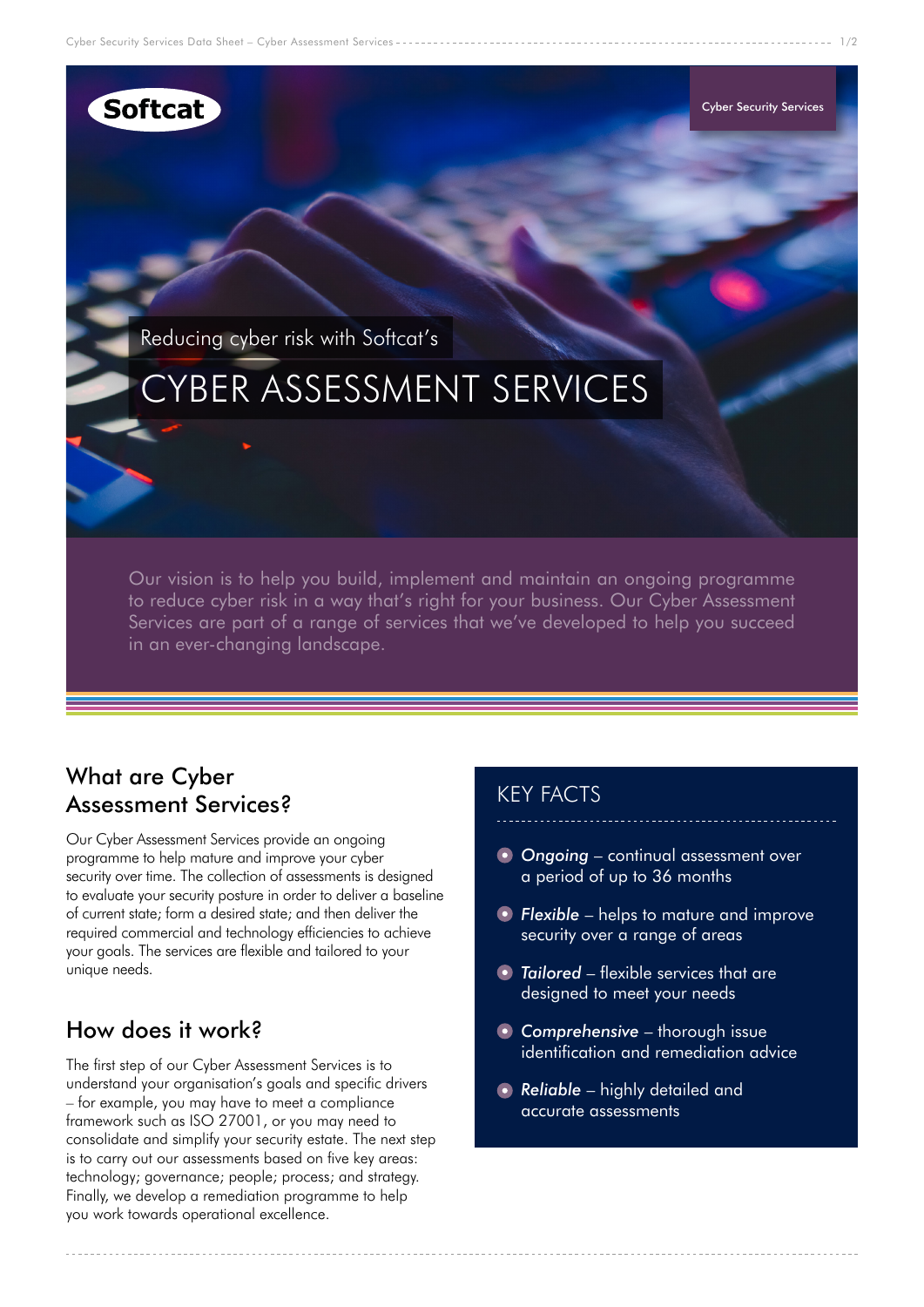Softcat

Cyber Security Services

Reducing cyber risk with Softcat's

# CYBER ASSESSMENT SERVICES

Our vision is to help you build, implement and maintain an ongoing programme to reduce cyber risk in a way that's right for your business. Our Cyber Assessment Services are part of a range of services that we've developed to help you succeed in an ever-changing landscape.

## What are Cyber Assessment Services?

Our Cyber Assessment Services provide an ongoing programme to help mature and improve your cyber security over time. The collection of assessments is designed to evaluate your security posture in order to deliver a baseline of current state; form a desired state; and then deliver the required commercial and technology efficiencies to achieve your goals. The services are flexible and tailored to your unique needs.

## How does it work?

The first step of our Cyber Assessment Services is to understand your organisation's goals and specific drivers – for example, you may have to meet a compliance framework such as ISO 27001, or you may need to consolidate and simplify your security estate. The next step is to carry out our assessments based on five key areas: technology; governance; people; process; and strategy. Finally, we develop a remediation programme to help you work towards operational excellence.

## KEY FACTS

- ***Ongoing*** – continual assessment over a period of up to 36 months
- ***Flexible*** – helps to mature and improve security over a range of areas
- ***Tailored*** – flexible services that are designed to meet your needs
- ***Comprehensive*** – thorough issue identification and remediation advice
- ***Reliable*** – highly detailed and accurate assessments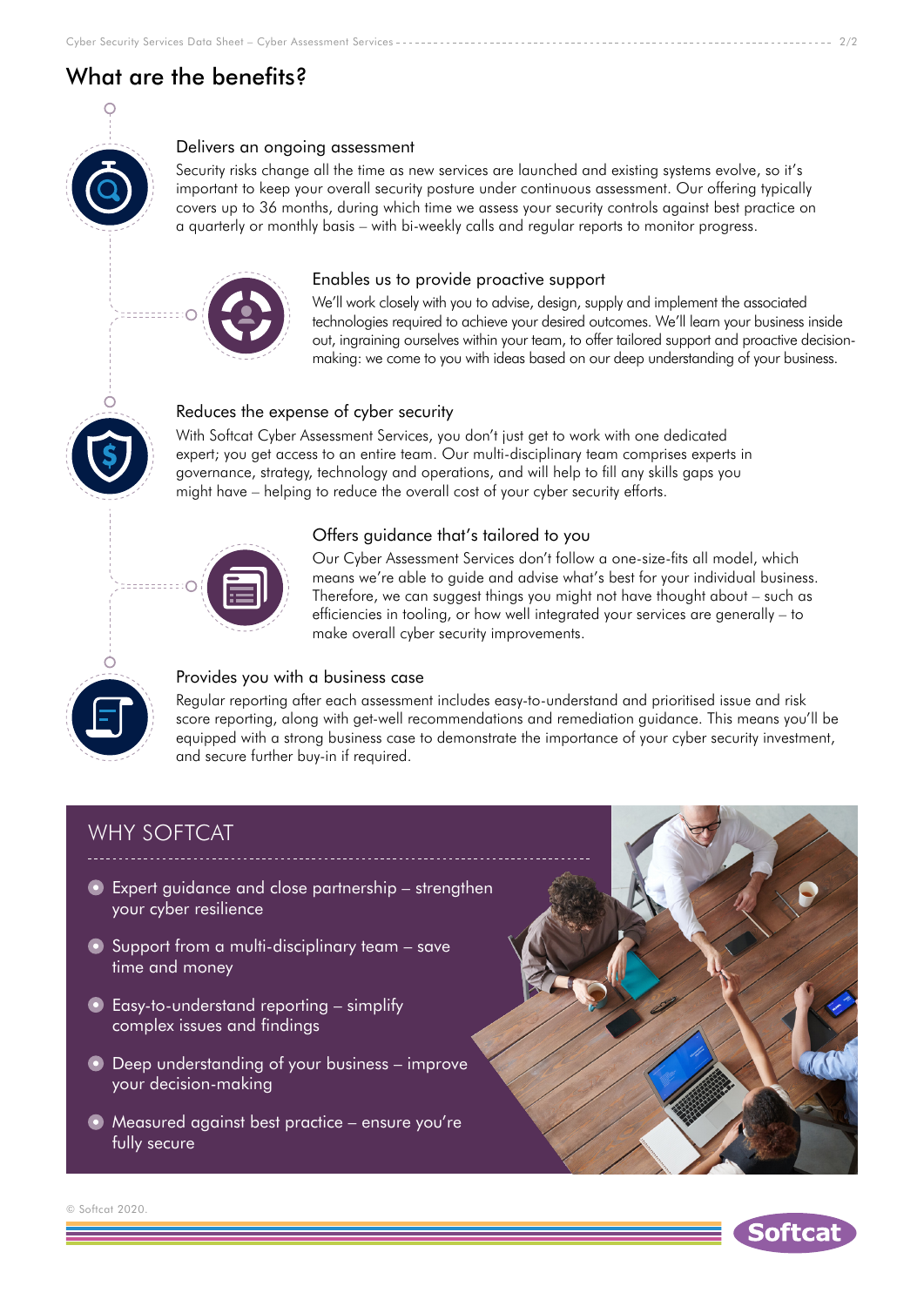## What are the benefits?

### Delivers an ongoing assessment

Security risks change all the time as new services are launched and existing systems evolve, so it's important to keep your overall security posture under continuous assessment. Our offering typically covers up to 36 months, during which time we assess your security controls against best practice on a quarterly or monthly basis – with bi-weekly calls and regular reports to monitor progress.

### Enables us to provide proactive support

We'll work closely with you to advise, design, supply and implement the associated technologies required to achieve your desired outcomes. We'll learn your business inside out, ingraining ourselves within your team, to offer tailored support and proactive decision-making: we come to you with ideas based on our deep understanding of your business.

### Reduces the expense of cyber security

With Softcat Cyber Assessment Services, you don't just get to work with one dedicated expert; you get access to an entire team. Our multi-disciplinary team comprises experts in governance, strategy, technology and operations, and will help to fill any skills gaps you might have – helping to reduce the overall cost of your cyber security efforts.

### Offers guidance that's tailored to you

Our Cyber Assessment Services don't follow a one-size-fits all model, which means we're able to guide and advise what's best for your individual business. Therefore, we can suggest things you might not have thought about – such as efficiencies in tooling, or how well integrated your services are generally – to make overall cyber security improvements.

### Provides you with a business case

Regular reporting after each assessment includes easy-to-understand and prioritised issue and risk score reporting, along with get-well recommendations and remediation guidance. This means you'll be equipped with a strong business case to demonstrate the importance of your cyber security investment, and secure further buy-in if required.

## WHY SOFTCAT

- Expert guidance and close partnership – strengthen your cyber resilience
- Support from a multi-disciplinary team – save time and money
- Easy-to-understand reporting – simplify complex issues and findings
- Deep understanding of your business – improve your decision-making
- Measured against best practice – ensure you're fully secure

© Softcat 2020.